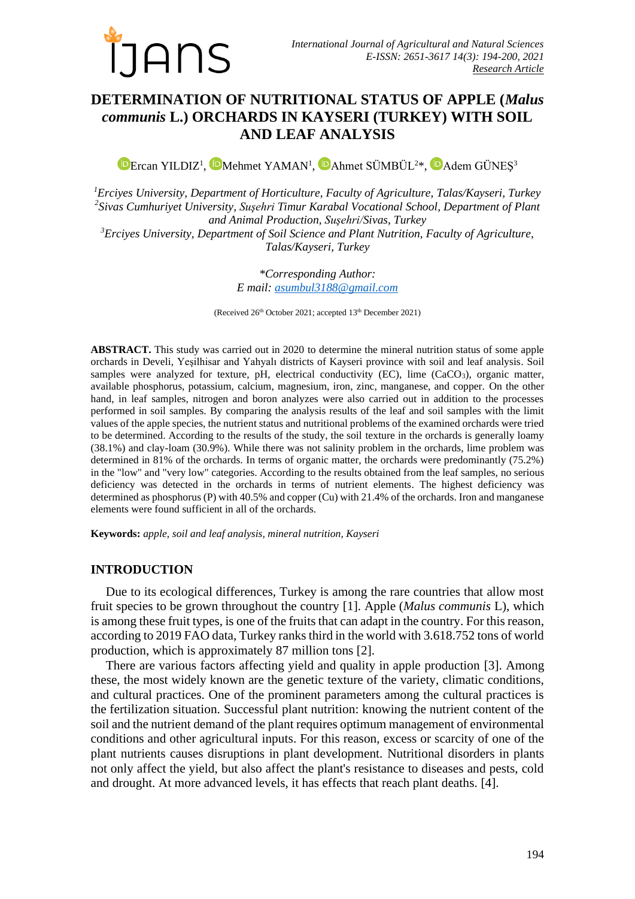# DETERMINATION OF NUTRITIONAL STATUS OF APPLE (*Malus communis* L.) ORCHARDS IN KAYSERI (TURKEY) WITH SOIL AND LEAF ANALYSIS

Ercan YILDIZ[1], Mehmet YAMAN[1], Ahmet SÜMBÜL[2]*, Adem GÜNEŞ[3]

[1]*Erciyes University, Department of Horticulture, Faculty of Agriculture, Talas/Kayseri, Turkey*
[2]*Sivas Cumhuriyet University, Suşehri Timur Karabal Vocational School, Department of Plant and Animal Production, Suşehri/Sivas, Turkey*
[3]*Erciyes University, Department of Soil Science and Plant Nutrition, Faculty of Agriculture, Talas/Kayseri, Turkey*

*\*Corresponding Author:*
*E mail: asumbul3188@gmail.com*

(Received 26th October 2021; accepted 13th December 2021)

**ABSTRACT.** This study was carried out in 2020 to determine the mineral nutrition status of some apple orchards in Develi, Yeşilhisar and Yahyalı districts of Kayseri province with soil and leaf analysis. Soil samples were analyzed for texture, pH, electrical conductivity (EC), lime ($CaCO_3$), organic matter, available phosphorus, potassium, calcium, magnesium, iron, zinc, manganese, and copper. On the other hand, in leaf samples, nitrogen and boron analyzes were also carried out in addition to the processes performed in soil samples. By comparing the analysis results of the leaf and soil samples with the limit values of the apple species, the nutrient status and nutritional problems of the examined orchards were tried to be determined. According to the results of the study, the soil texture in the orchards is generally loamy (38.1%) and clay-loam (30.9%). While there was not salinity problem in the orchards, lime problem was determined in 81% of the orchards. In terms of organic matter, the orchards were predominantly (75.2%) in the "low" and "very low" categories. According to the results obtained from the leaf samples, no serious deficiency was detected in the orchards in terms of nutrient elements. The highest deficiency was determined as phosphorus (P) with 40.5% and copper (Cu) with 21.4% of the orchards. Iron and manganese elements were found sufficient in all of the orchards.

**Keywords:** *apple, soil and leaf analysis, mineral nutrition, Kayseri*

## INTRODUCTION

Due to its ecological differences, Turkey is among the rare countries that allow most fruit species to be grown throughout the country [1]. Apple (*Malus communis* L), which is among these fruit types, is one of the fruits that can adapt in the country. For this reason, according to 2019 FAO data, Turkey ranks third in the world with 3.618.752 tons of world production, which is approximately 87 million tons [2].

There are various factors affecting yield and quality in apple production [3]. Among these, the most widely known are the genetic texture of the variety, climatic conditions, and cultural practices. One of the prominent parameters among the cultural practices is the fertilization situation. Successful plant nutrition: knowing the nutrient content of the soil and the nutrient demand of the plant requires optimum management of environmental conditions and other agricultural inputs. For this reason, excess or scarcity of one of the plant nutrients causes disruptions in plant development. Nutritional disorders in plants not only affect the yield, but also affect the plant's resistance to diseases and pests, cold and drought. At more advanced levels, it has effects that reach plant deaths. [4].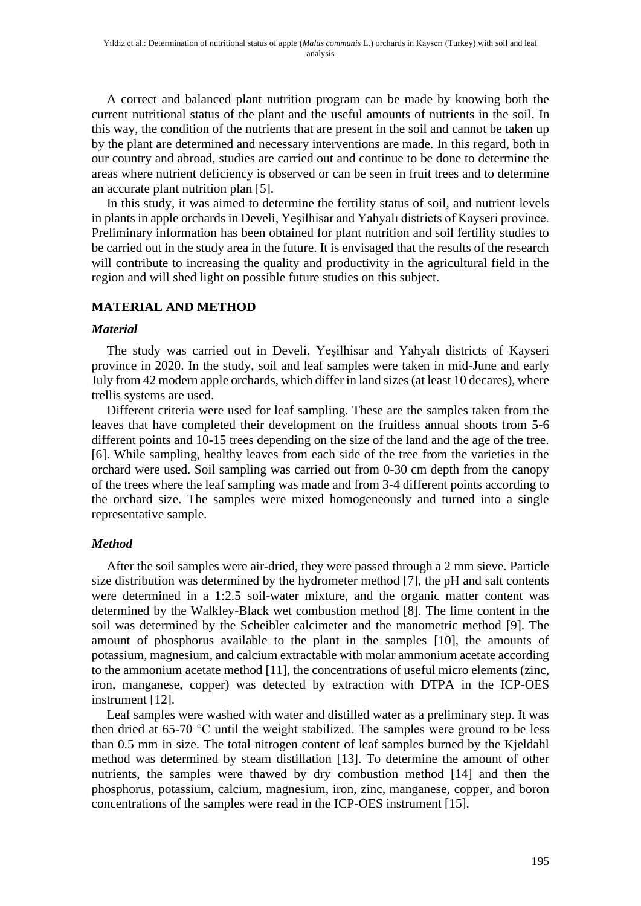A correct and balanced plant nutrition program can be made by knowing both the current nutritional status of the plant and the useful amounts of nutrients in the soil. In this way, the condition of the nutrients that are present in the soil and cannot be taken up by the plant are determined and necessary interventions are made. In this regard, both in our country and abroad, studies are carried out and continue to be done to determine the areas where nutrient deficiency is observed or can be seen in fruit trees and to determine an accurate plant nutrition plan [5].

In this study, it was aimed to determine the fertility status of soil, and nutrient levels in plants in apple orchards in Develi, Yeşilhisar and Yahyalı districts of Kayseri province. Preliminary information has been obtained for plant nutrition and soil fertility studies to be carried out in the study area in the future. It is envisaged that the results of the research will contribute to increasing the quality and productivity in the agricultural field in the region and will shed light on possible future studies on this subject.

## MATERIAL AND METHOD

### *Material*

The study was carried out in Develi, Yeşilhisar and Yahyalı districts of Kayseri province in 2020. In the study, soil and leaf samples were taken in mid-June and early July from 42 modern apple orchards, which differ in land sizes (at least 10 decares), where trellis systems are used.

Different criteria were used for leaf sampling. These are the samples taken from the leaves that have completed their development on the fruitless annual shoots from 5-6 different points and 10-15 trees depending on the size of the land and the age of the tree. [6]. While sampling, healthy leaves from each side of the tree from the varieties in the orchard were used. Soil sampling was carried out from 0-30 cm depth from the canopy of the trees where the leaf sampling was made and from 3-4 different points according to the orchard size. The samples were mixed homogeneously and turned into a single representative sample.

### *Method*

After the soil samples were air-dried, they were passed through a 2 mm sieve. Particle size distribution was determined by the hydrometer method [7], the pH and salt contents were determined in a 1:2.5 soil-water mixture, and the organic matter content was determined by the Walkley-Black wet combustion method [8]. The lime content in the soil was determined by the Scheibler calcimeter and the manometric method [9]. The amount of phosphorus available to the plant in the samples [10], the amounts of potassium, magnesium, and calcium extractable with molar ammonium acetate according to the ammonium acetate method [11], the concentrations of useful micro elements (zinc, iron, manganese, copper) was detected by extraction with DTPA in the ICP-OES instrument [12].

Leaf samples were washed with water and distilled water as a preliminary step. It was then dried at 65-70 °C until the weight stabilized. The samples were ground to be less than 0.5 mm in size. The total nitrogen content of leaf samples burned by the Kjeldahl method was determined by steam distillation [13]. To determine the amount of other nutrients, the samples were thawed by dry combustion method [14] and then the phosphorus, potassium, calcium, magnesium, iron, zinc, manganese, copper, and boron concentrations of the samples were read in the ICP-OES instrument [15].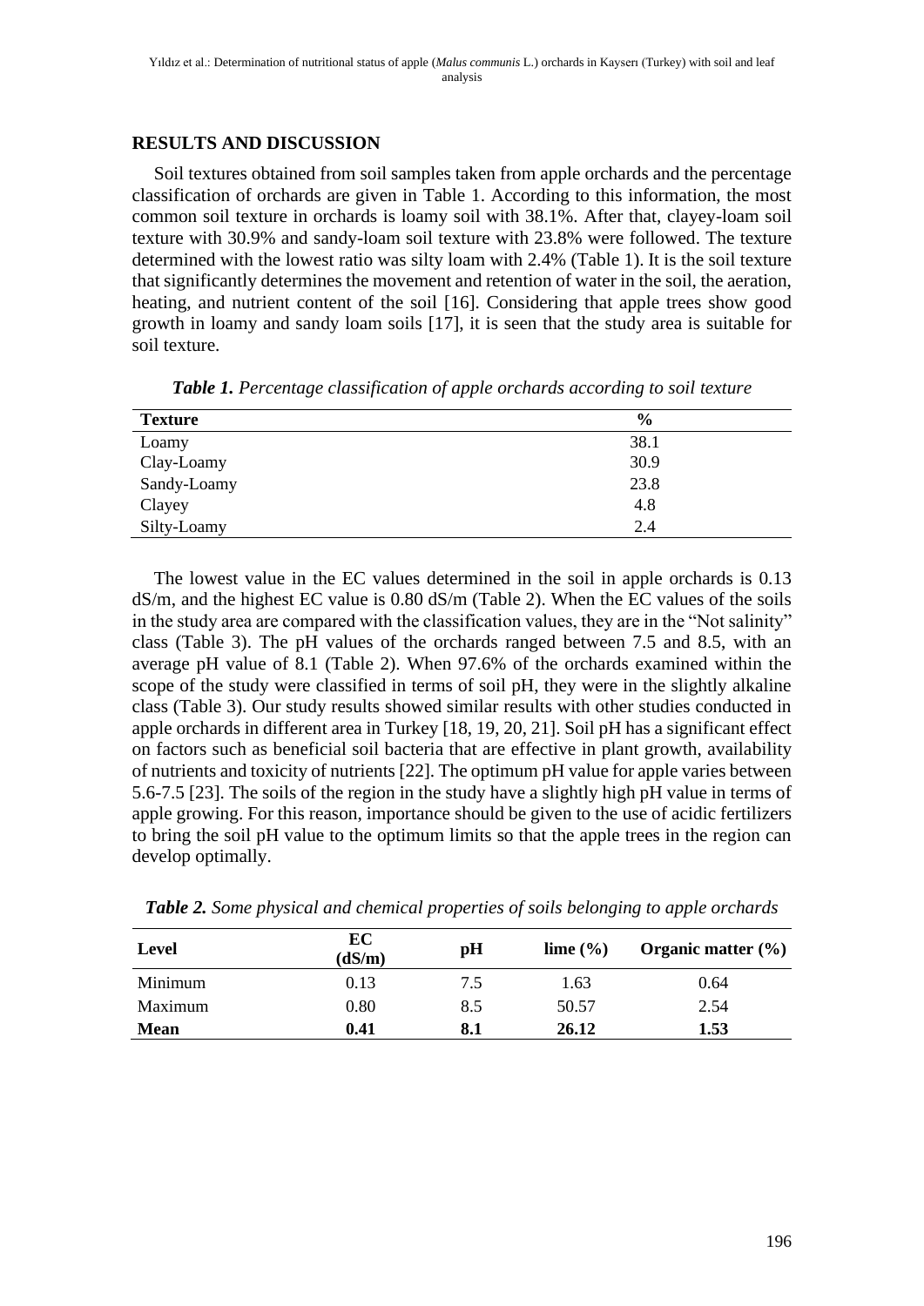## RESULTS AND DISCUSSION

Soil textures obtained from soil samples taken from apple orchards and the percentage classification of orchards are given in Table 1. According to this information, the most common soil texture in orchards is loamy soil with 38.1%. After that, clayey-loam soil texture with 30.9% and sandy-loam soil texture with 23.8% were followed. The texture determined with the lowest ratio was silty loam with 2.4% (Table 1). It is the soil texture that significantly determines the movement and retention of water in the soil, the aeration, heating, and nutrient content of the soil [16]. Considering that apple trees show good growth in loamy and sandy loam soils [17], it is seen that the study area is suitable for soil texture.

***Table 1.*** *Percentage classification of apple orchards according to soil texture*

| Texture | % |
|---|---|
| Loamy | 38.1 |
| Clay-Loamy | 30.9 |
| Sandy-Loamy | 23.8 |
| Clayey | 4.8 |
| Silty-Loamy | 2.4 |

The lowest value in the EC values determined in the soil in apple orchards is 0.13 dS/m, and the highest EC value is 0.80 dS/m (Table 2). When the EC values of the soils in the study area are compared with the classification values, they are in the "Not salinity" class (Table 3). The pH values of the orchards ranged between 7.5 and 8.5, with an average pH value of 8.1 (Table 2). When 97.6% of the orchards examined within the scope of the study were classified in terms of soil pH, they were in the slightly alkaline class (Table 3). Our study results showed similar results with other studies conducted in apple orchards in different area in Turkey [18, 19, 20, 21]. Soil pH has a significant effect on factors such as beneficial soil bacteria that are effective in plant growth, availability of nutrients and toxicity of nutrients [22]. The optimum pH value for apple varies between 5.6-7.5 [23]. The soils of the region in the study have a slightly high pH value in terms of apple growing. For this reason, importance should be given to the use of acidic fertilizers to bring the soil pH value to the optimum limits so that the apple trees in the region can develop optimally.

***Table 2.*** *Some physical and chemical properties of soils belonging to apple orchards*

| Level | EC (dS/m) | pH | lime (%) | Organic matter (%) |
|---|---|---|---|---|
| Minimum | 0.13 | 7.5 | 1.63 | 0.64 |
| Maximum | 0.80 | 8.5 | 50.57 | 2.54 |
| **Mean** | **0.41** | **8.1** | **26.12** | **1.53** |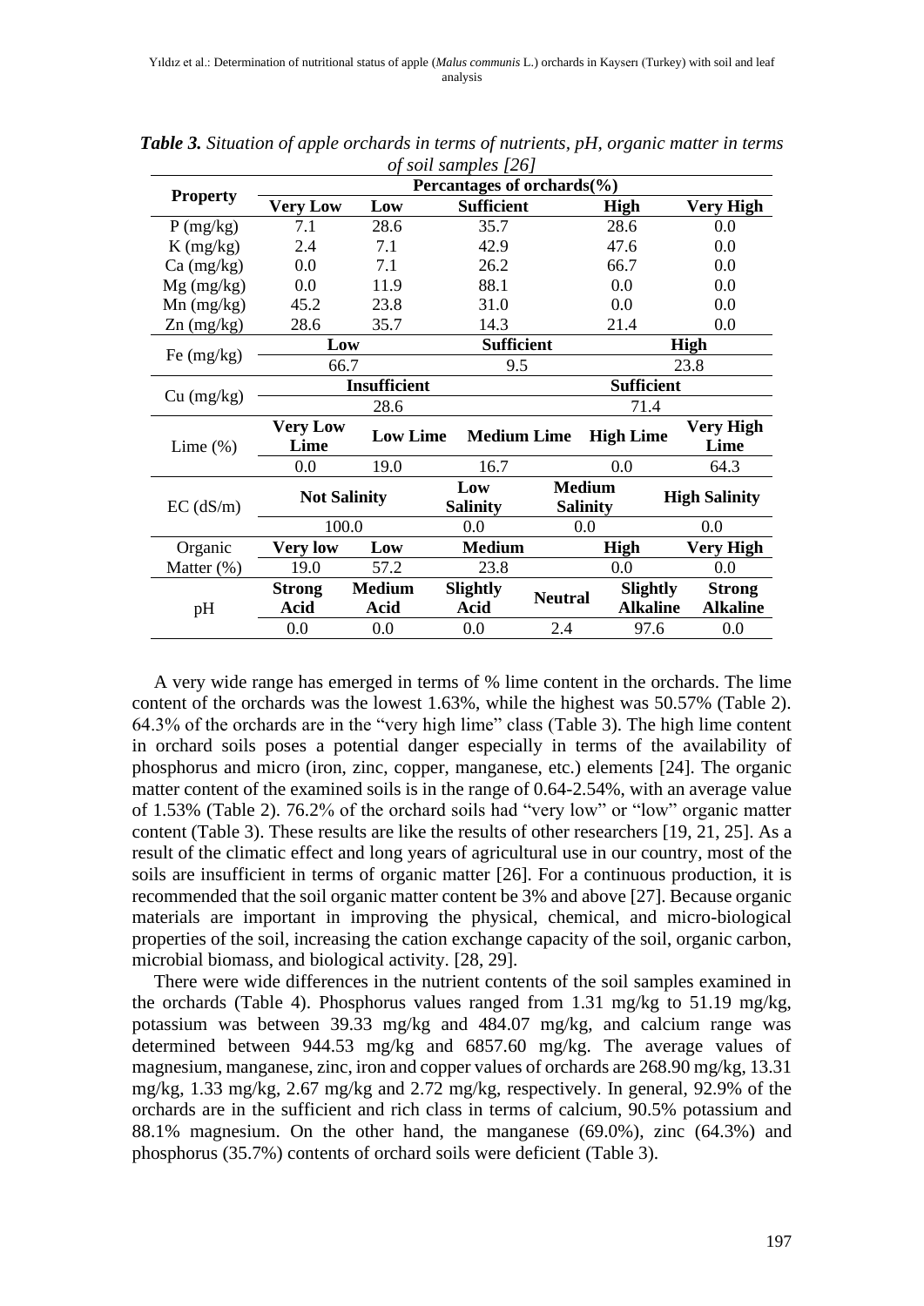***Table 3.*** *Situation of apple orchards in terms of nutrients, pH, organic matter in terms of soil samples [26]*

| Property | Percantages of orchards(%) | | | | | |
|---|---|---|---|---|---|---|
| | **Very Low** | **Low** | **Sufficient** | | **High** | **Very High** |
| P (mg/kg) | 7.1 | 28.6 | 35.7 | | 28.6 | 0.0 |
| K (mg/kg) | 2.4 | 7.1 | 42.9 | | 47.6 | 0.0 |
| Ca (mg/kg) | 0.0 | 7.1 | 26.2 | | 66.7 | 0.0 |
| Mg (mg/kg) | 0.0 | 11.9 | 88.1 | | 0.0 | 0.0 |
| Mn (mg/kg) | 45.2 | 23.8 | 31.0 | | 0.0 | 0.0 |
| Zn (mg/kg) | 28.6 | 35.7 | 14.3 | | 21.4 | 0.0 |
| Fe (mg/kg) | **Low** | | **Sufficient** | | **High** | |
| | 66.7 | | 9.5 | | 23.8 | |
| Cu (mg/kg) | **Insufficient** | | | **Sufficient** | | |
| | 28.6 | | | 71.4 | | |
| Lime (%) | **Very Low Lime** | **Low Lime** | **Medium Lime** | | **High Lime** | **Very High Lime** |
| | 0.0 | 19.0 | 16.7 | | 0.0 | 64.3 |
| EC (dS/m) | **Not Salinity** | | **Low Salinity** | **Medium Salinity** | | **High Salinity** |
| | 100.0 | | 0.0 | 0.0 | | 0.0 |
| Organic Matter (%) | **Very low** | **Low** | **Medium** | | **High** | **Very High** |
| | 19.0 | 57.2 | 23.8 | | 0.0 | 0.0 |
| pH | **Strong Acid** | **Medium Acid** | **Slightly Acid** | **Neutral** | **Slightly Alkaline** | **Strong Alkaline** |
| | 0.0 | 0.0 | 0.0 | 2.4 | 97.6 | 0.0 |

A very wide range has emerged in terms of % lime content in the orchards. The lime content of the orchards was the lowest 1.63%, while the highest was 50.57% (Table 2). 64.3% of the orchards are in the "very high lime" class (Table 3). The high lime content in orchard soils poses a potential danger especially in terms of the availability of phosphorus and micro (iron, zinc, copper, manganese, etc.) elements [24]. The organic matter content of the examined soils is in the range of 0.64-2.54%, with an average value of 1.53% (Table 2). 76.2% of the orchard soils had "very low" or "low" organic matter content (Table 3). These results are like the results of other researchers [19, 21, 25]. As a result of the climatic effect and long years of agricultural use in our country, most of the soils are insufficient in terms of organic matter [26]. For a continuous production, it is recommended that the soil organic matter content be 3% and above [27]. Because organic materials are important in improving the physical, chemical, and micro-biological properties of the soil, increasing the cation exchange capacity of the soil, organic carbon, microbial biomass, and biological activity. [28, 29].

There were wide differences in the nutrient contents of the soil samples examined in the orchards (Table 4). Phosphorus values ranged from 1.31 mg/kg to 51.19 mg/kg, potassium was between 39.33 mg/kg and 484.07 mg/kg, and calcium range was determined between 944.53 mg/kg and 6857.60 mg/kg. The average values of magnesium, manganese, zinc, iron and copper values of orchards are 268.90 mg/kg, 13.31 mg/kg, 1.33 mg/kg, 2.67 mg/kg and 2.72 mg/kg, respectively. In general, 92.9% of the orchards are in the sufficient and rich class in terms of calcium, 90.5% potassium and 88.1% magnesium. On the other hand, the manganese (69.0%), zinc (64.3%) and phosphorus (35.7%) contents of orchard soils were deficient (Table 3).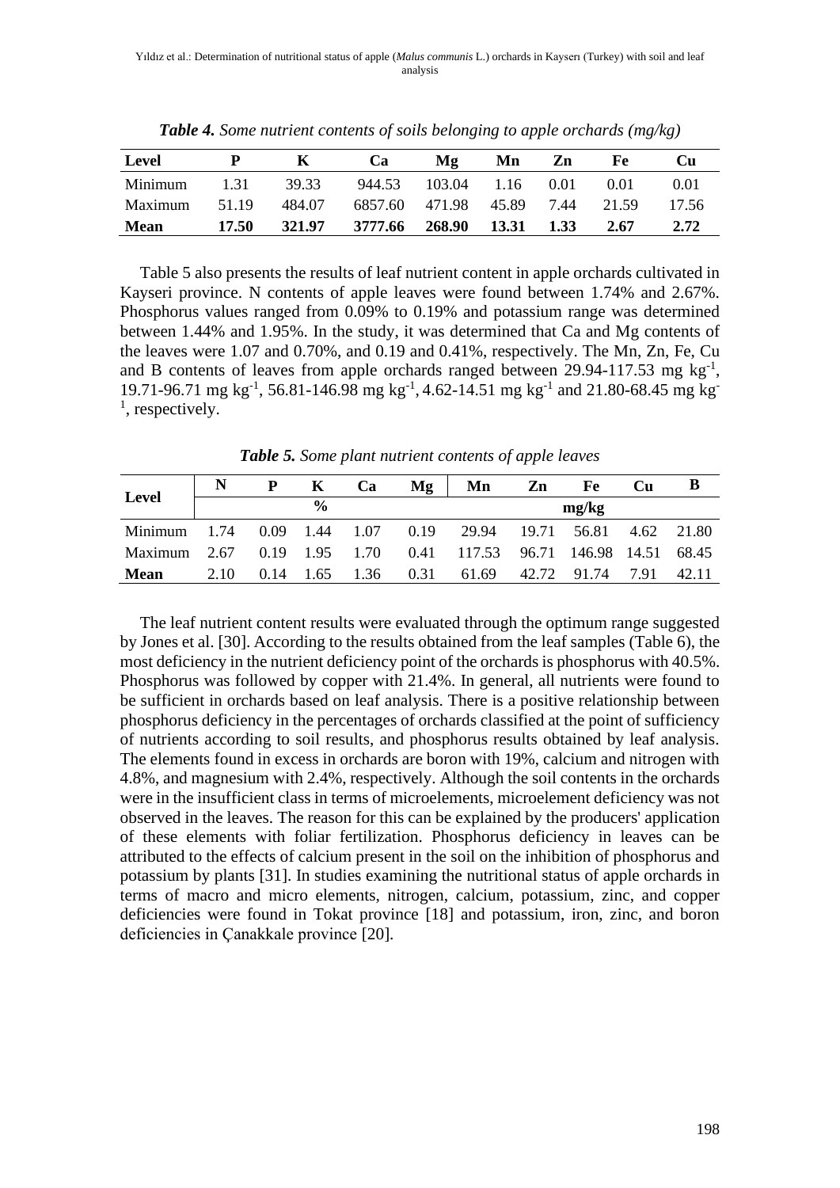***Table 4.** Some nutrient contents of soils belonging to apple orchards (mg/kg)*

| Level | P | K | Ca | Mg | Mn | Zn | Fe | Cu |
|---|---|---|---|---|---|---|---|---|
| Minimum | 1.31 | 39.33 | 944.53 | 103.04 | 1.16 | 0.01 | 0.01 | 0.01 |
| Maximum | 51.19 | 484.07 | 6857.60 | 471.98 | 45.89 | 7.44 | 21.59 | 17.56 |
| **Mean** | **17.50** | **321.97** | **3777.66** | **268.90** | **13.31** | **1.33** | **2.67** | **2.72** |

Table 5 also presents the results of leaf nutrient content in apple orchards cultivated in Kayseri province. N contents of apple leaves were found between 1.74% and 2.67%. Phosphorus values ranged from 0.09% to 0.19% and potassium range was determined between 1.44% and 1.95%. In the study, it was determined that Ca and Mg contents of the leaves were 1.07 and 0.70%, and 0.19 and 0.41%, respectively. The Mn, Zn, Fe, Cu and B contents of leaves from apple orchards ranged between 29.94-117.53 mg $kg^{-1}$, 19.71-96.71 mg $kg^{-1}$, 56.81-146.98 mg $kg^{-1}$, 4.62-14.51 mg $kg^{-1}$ and 21.80-68.45 mg $kg^{-1}$, respectively.

***Table 5.** Some plant nutrient contents of apple leaves*

| Level | N | P | K | Ca | Mg | Mn | Zn | Fe | Cu | B |
|---|---|---|---|---|---|---|---|---|---|---|
| | % | | | | | mg/kg | | | | |
| Minimum | 1.74 | 0.09 | 1.44 | 1.07 | 0.19 | 29.94 | 19.71 | 56.81 | 4.62 | 21.80 |
| Maximum | 2.67 | 0.19 | 1.95 | 1.70 | 0.41 | 117.53 | 96.71 | 146.98 | 14.51 | 68.45 |
| **Mean** | 2.10 | 0.14 | 1.65 | 1.36 | 0.31 | 61.69 | 42.72 | 91.74 | 7.91 | 42.11 |

The leaf nutrient content results were evaluated through the optimum range suggested by Jones et al. [30]. According to the results obtained from the leaf samples (Table 6), the most deficiency in the nutrient deficiency point of the orchards is phosphorus with 40.5%. Phosphorus was followed by copper with 21.4%. In general, all nutrients were found to be sufficient in orchards based on leaf analysis. There is a positive relationship between phosphorus deficiency in the percentages of orchards classified at the point of sufficiency of nutrients according to soil results, and phosphorus results obtained by leaf analysis. The elements found in excess in orchards are boron with 19%, calcium and nitrogen with 4.8%, and magnesium with 2.4%, respectively. Although the soil contents in the orchards were in the insufficient class in terms of microelements, microelement deficiency was not observed in the leaves. The reason for this can be explained by the producers' application of these elements with foliar fertilization. Phosphorus deficiency in leaves can be attributed to the effects of calcium present in the soil on the inhibition of phosphorus and potassium by plants [31]. In studies examining the nutritional status of apple orchards in terms of macro and micro elements, nitrogen, calcium, potassium, zinc, and copper deficiencies were found in Tokat province [18] and potassium, iron, zinc, and boron deficiencies in Çanakkale province [20].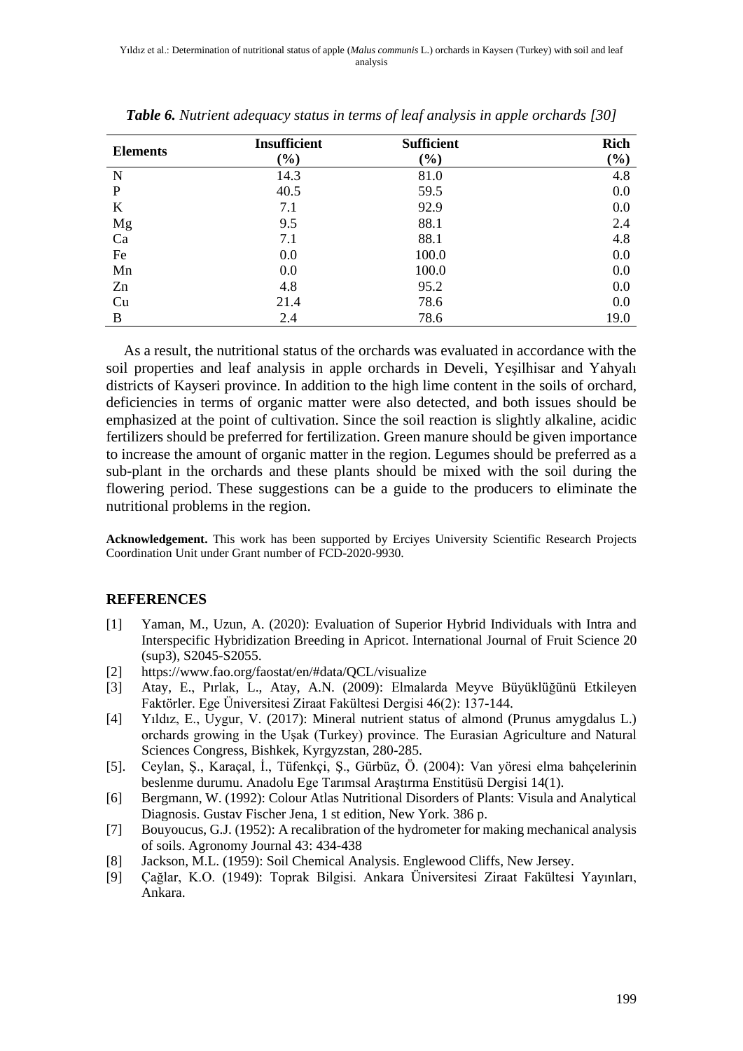***Table 6.*** *Nutrient adequacy status in terms of leaf analysis in apple orchards [30]*

| Elements | Insufficient (%) | Sufficient (%) | Rich (%) |
|---|---|---|---|
| N | 14.3 | 81.0 | 4.8 |
| P | 40.5 | 59.5 | 0.0 |
| K | 7.1 | 92.9 | 0.0 |
| Mg | 9.5 | 88.1 | 2.4 |
| Ca | 7.1 | 88.1 | 4.8 |
| Fe | 0.0 | 100.0 | 0.0 |
| Mn | 0.0 | 100.0 | 0.0 |
| Zn | 4.8 | 95.2 | 0.0 |
| Cu | 21.4 | 78.6 | 0.0 |
| B | 2.4 | 78.6 | 19.0 |

As a result, the nutritional status of the orchards was evaluated in accordance with the soil properties and leaf analysis in apple orchards in Develi, Yeşilhisar and Yahyalı districts of Kayseri province. In addition to the high lime content in the soils of orchard, deficiencies in terms of organic matter were also detected, and both issues should be emphasized at the point of cultivation. Since the soil reaction is slightly alkaline, acidic fertilizers should be preferred for fertilization. Green manure should be given importance to increase the amount of organic matter in the region. Legumes should be preferred as a sub-plant in the orchards and these plants should be mixed with the soil during the flowering period. These suggestions can be a guide to the producers to eliminate the nutritional problems in the region.

**Acknowledgement.** This work has been supported by Erciyes University Scientific Research Projects Coordination Unit under Grant number of FCD-2020-9930.

## REFERENCES

[1] Yaman, M., Uzun, A. (2020): Evaluation of Superior Hybrid Individuals with Intra and Interspecific Hybridization Breeding in Apricot. International Journal of Fruit Science 20 (sup3), S2045-S2055.

[2] https://www.fao.org/faostat/en/#data/QCL/visualize

[3] Atay, E., Pırlak, L., Atay, A.N. (2009): Elmalarda Meyve Büyüklüğünü Etkileyen Faktörler. Ege Üniversitesi Ziraat Fakültesi Dergisi 46(2): 137-144.

[4] Yıldız, E., Uygur, V. (2017): Mineral nutrient status of almond (Prunus amygdalus L.) orchards growing in the Uşak (Turkey) province. The Eurasian Agriculture and Natural Sciences Congress, Bishkek, Kyrgyzstan, 280-285.

[5]. Ceylan, Ş., Karaçal, İ., Tüfenkçi, Ş., Gürbüz, Ö. (2004): Van yöresi elma bahçelerinin beslenme durumu. Anadolu Ege Tarımsal Araştırma Enstitüsü Dergisi 14(1).

[6] Bergmann, W. (1992): Colour Atlas Nutritional Disorders of Plants: Visula and Analytical Diagnosis. Gustav Fischer Jena, 1 st edition, New York. 386 p.

[7] Bouyoucus, G.J. (1952): A recalibration of the hydrometer for making mechanical analysis of soils. Agronomy Journal 43: 434-438

[8] Jackson, M.L. (1959): Soil Chemical Analysis. Englewood Cliffs, New Jersey.

[9] Çağlar, K.O. (1949): Toprak Bilgisi. Ankara Üniversitesi Ziraat Fakültesi Yayınları, Ankara.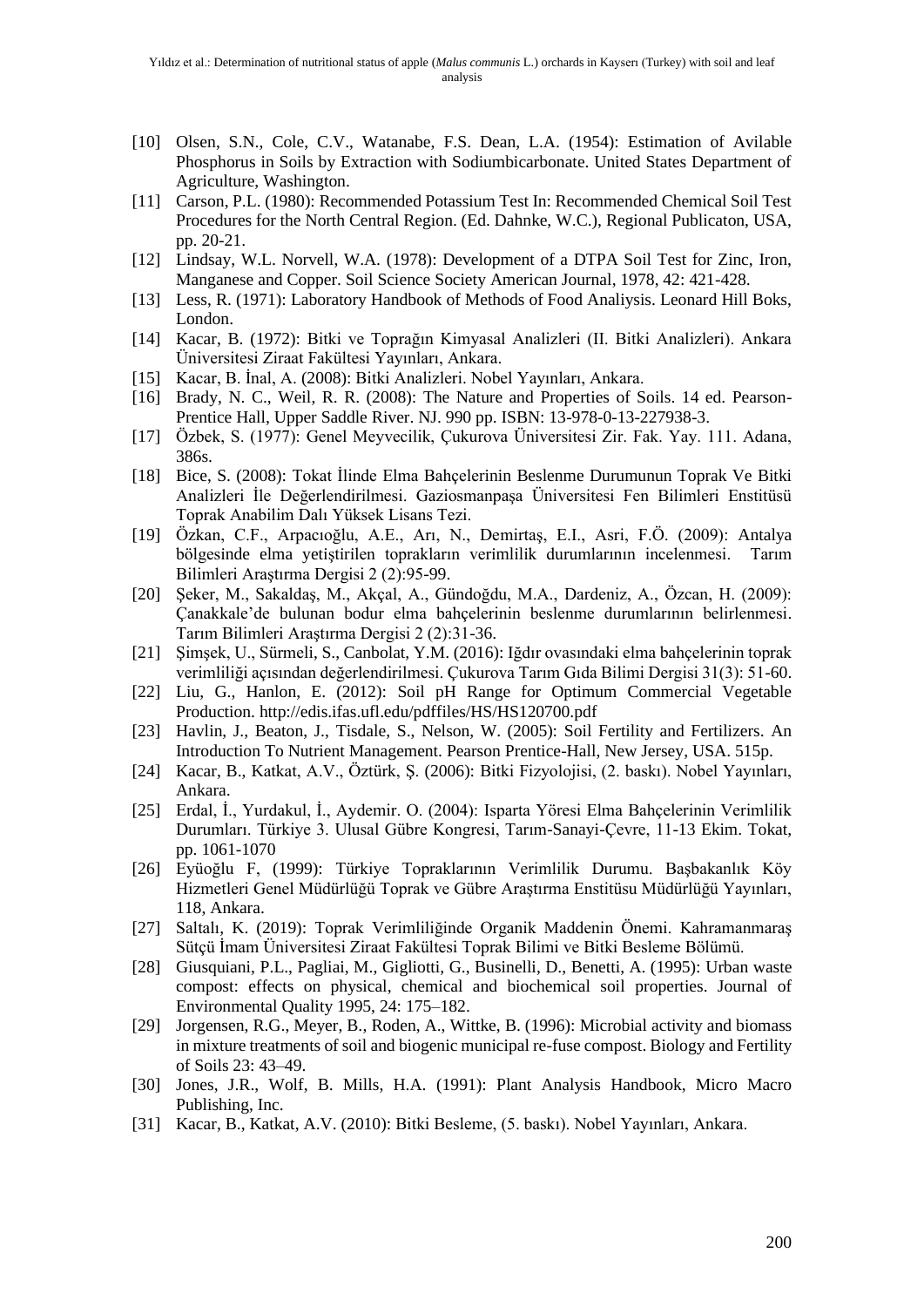[10] Olsen, S.N., Cole, C.V., Watanabe, F.S. Dean, L.A. (1954): Estimation of Avilable Phosphorus in Soils by Extraction with Sodiumbicarbonate. United States Department of Agriculture, Washington.

[11] Carson, P.L. (1980): Recommended Potassium Test In: Recommended Chemical Soil Test Procedures for the North Central Region. (Ed. Dahnke, W.C.), Regional Publicaton, USA, pp. 20-21.

[12] Lindsay, W.L. Norvell, W.A. (1978): Development of a DTPA Soil Test for Zinc, Iron, Manganese and Copper. Soil Science Society American Journal, 1978, 42: 421-428.

[13] Less, R. (1971): Laboratory Handbook of Methods of Food Analiysis. Leonard Hill Boks, London.

[14] Kacar, B. (1972): Bitki ve Toprağın Kimyasal Analizleri (II. Bitki Analizleri). Ankara Üniversitesi Ziraat Fakültesi Yayınları, Ankara.

[15] Kacar, B. İnal, A. (2008): Bitki Analizleri. Nobel Yayınları, Ankara.

[16] Brady, N. C., Weil, R. R. (2008): The Nature and Properties of Soils. 14 ed. Pearson-Prentice Hall, Upper Saddle River. NJ. 990 pp. ISBN: 13-978-0-13-227938-3.

[17] Özbek, S. (1977): Genel Meyvecilik, Çukurova Üniversitesi Zir. Fak. Yay. 111. Adana, 386s.

[18] Bice, S. (2008): Tokat İlinde Elma Bahçelerinin Beslenme Durumunun Toprak Ve Bitki Analizleri İle Değerlendirilmesi. Gaziosmanpaşa Üniversitesi Fen Bilimleri Enstitüsü Toprak Anabilim Dalı Yüksek Lisans Tezi.

[19] Özkan, C.F., Arpacıoğlu, A.E., Arı, N., Demirtaş, E.I., Asri, F.Ö. (2009): Antalya bölgesinde elma yetiştirilen toprakların verimlilik durumlarının incelenmesi. Tarım Bilimleri Araştırma Dergisi 2 (2):95-99.

[20] Şeker, M., Sakaldaş, M., Akçal, A., Gündoğdu, M.A., Dardeniz, A., Özcan, H. (2009): Çanakkale'de bulunan bodur elma bahçelerinin beslenme durumlarının belirlenmesi. Tarım Bilimleri Araştırma Dergisi 2 (2):31-36.

[21] Şimşek, U., Sürmeli, S., Canbolat, Y.M. (2016): Iğdır ovasındaki elma bahçelerinin toprak verimliliği açısından değerlendirilmesi. Çukurova Tarım Gıda Bilimi Dergisi 31(3): 51-60.

[22] Liu, G., Hanlon, E. (2012): Soil pH Range for Optimum Commercial Vegetable Production. http://edis.ifas.ufl.edu/pdffiles/HS/HS120700.pdf

[23] Havlin, J., Beaton, J., Tisdale, S., Nelson, W. (2005): Soil Fertility and Fertilizers. An Introduction To Nutrient Management. Pearson Prentice-Hall, New Jersey, USA. 515p.

[24] Kacar, B., Katkat, A.V., Öztürk, Ş. (2006): Bitki Fizyolojisi, (2. baskı). Nobel Yayınları, Ankara.

[25] Erdal, İ., Yurdakul, İ., Aydemir. O. (2004): Isparta Yöresi Elma Bahçelerinin Verimlilik Durumları. Türkiye 3. Ulusal Gübre Kongresi, Tarım-Sanayi-Çevre, 11-13 Ekim. Tokat, pp. 1061-1070

[26] Eyüoğlu F, (1999): Türkiye Topraklarının Verimlilik Durumu. Başbakanlık Köy Hizmetleri Genel Müdürlüğü Toprak ve Gübre Araştırma Enstitüsu Müdürlüğü Yayınları, 118, Ankara.

[27] Saltalı, K. (2019): Toprak Verimliliğinde Organik Maddenin Önemi. Kahramanmaraş Sütçü İmam Üniversitesi Ziraat Fakültesi Toprak Bilimi ve Bitki Besleme Bölümü.

[28] Giusquiani, P.L., Pagliai, M., Gigliotti, G., Businelli, D., Benetti, A. (1995): Urban waste compost: effects on physical, chemical and biochemical soil properties. Journal of Environmental Quality 1995, 24: 175–182.

[29] Jorgensen, R.G., Meyer, B., Roden, A., Wittke, B. (1996): Microbial activity and biomass in mixture treatments of soil and biogenic municipal re-fuse compost. Biology and Fertility of Soils 23: 43–49.

[30] Jones, J.R., Wolf, B. Mills, H.A. (1991): Plant Analysis Handbook, Micro Macro Publishing, Inc.

[31] Kacar, B., Katkat, A.V. (2010): Bitki Besleme, (5. baskı). Nobel Yayınları, Ankara.